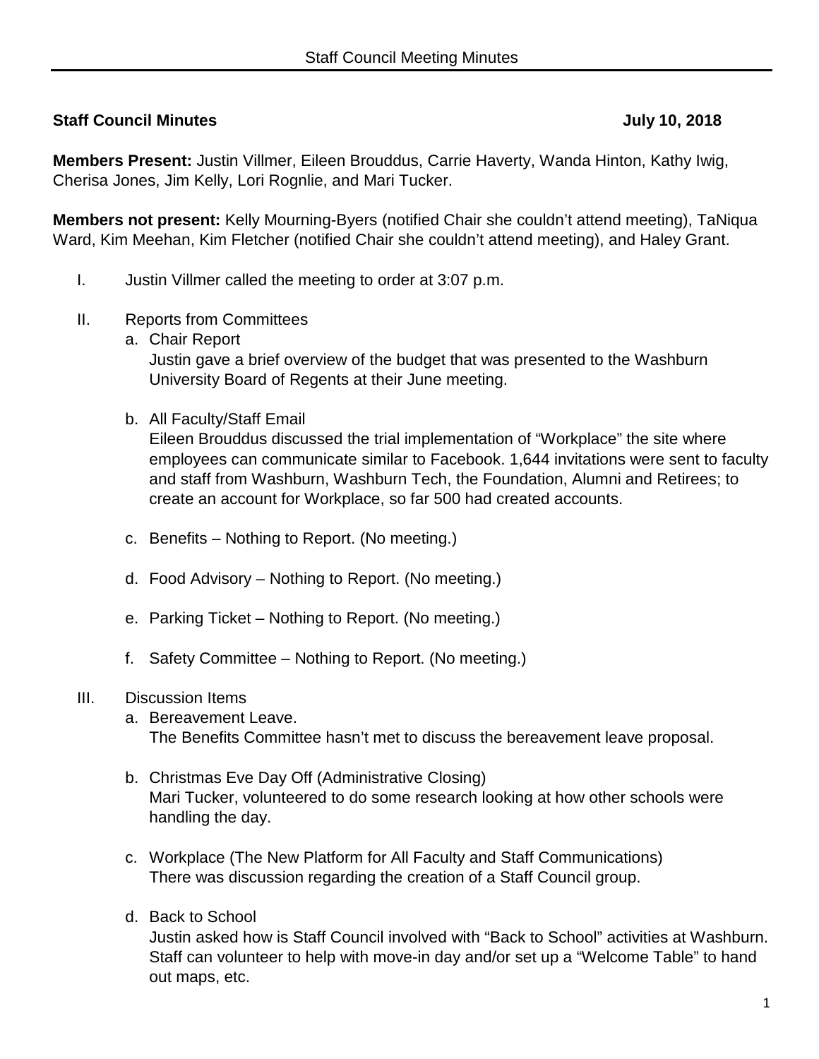**Staff Council Minutes July 10, 2018**

**Members Present:** Justin Villmer, Eileen Brouddus, Carrie Haverty, Wanda Hinton, Kathy Iwig, Cherisa Jones, Jim Kelly, Lori Rognlie, and Mari Tucker.

**Members not present:** Kelly Mourning-Byers (notified Chair she couldn't attend meeting), TaNiqua Ward, Kim Meehan, Kim Fletcher (notified Chair she couldn't attend meeting), and Haley Grant.

I. Justin Villmer called the meeting to order at 3:07 p.m.

II. Reports from Committees

   a. Chair Report
      Justin gave a brief overview of the budget that was presented to the Washburn University Board of Regents at their June meeting.

   b. All Faculty/Staff Email
      Eileen Brouddus discussed the trial implementation of "Workplace" the site where employees can communicate similar to Facebook. 1,644 invitations were sent to faculty and staff from Washburn, Washburn Tech, the Foundation, Alumni and Retirees; to create an account for Workplace, so far 500 had created accounts.

   c. Benefits – Nothing to Report. (No meeting.)

   d. Food Advisory – Nothing to Report. (No meeting.)

   e. Parking Ticket – Nothing to Report. (No meeting.)

   f. Safety Committee – Nothing to Report. (No meeting.)

III. Discussion Items

   a. Bereavement Leave.
      The Benefits Committee hasn't met to discuss the bereavement leave proposal.

   b. Christmas Eve Day Off (Administrative Closing)
      Mari Tucker, volunteered to do some research looking at how other schools were handling the day.

   c. Workplace (The New Platform for All Faculty and Staff Communications)
      There was discussion regarding the creation of a Staff Council group.

   d. Back to School
      Justin asked how is Staff Council involved with "Back to School" activities at Washburn. Staff can volunteer to help with move-in day and/or set up a "Welcome Table" to hand out maps, etc.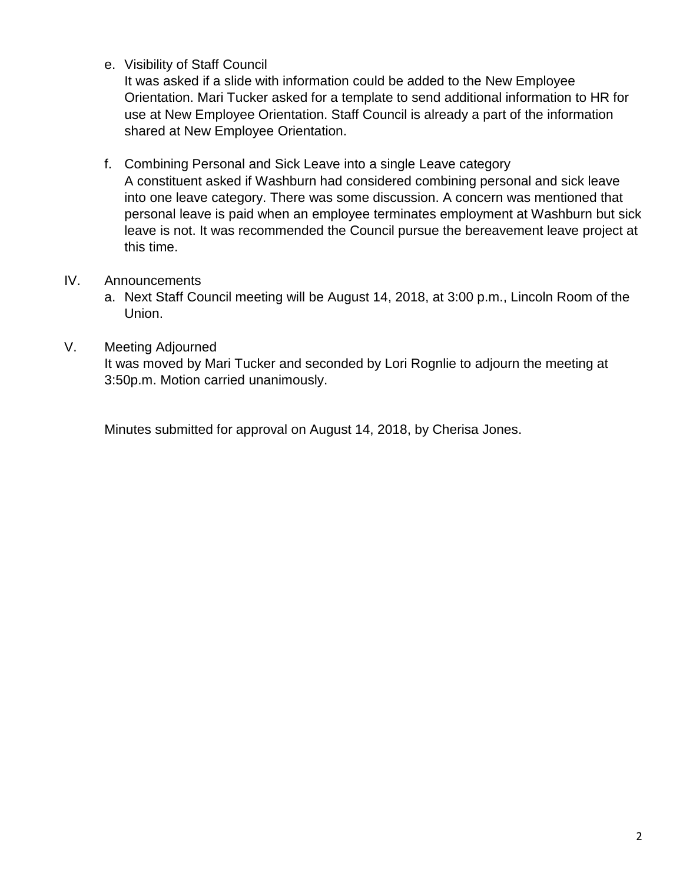e. Visibility of Staff Council
   It was asked if a slide with information could be added to the New Employee Orientation. Mari Tucker asked for a template to send additional information to HR for use at New Employee Orientation. Staff Council is already a part of the information shared at New Employee Orientation.

f. Combining Personal and Sick Leave into a single Leave category
   A constituent asked if Washburn had considered combining personal and sick leave into one leave category. There was some discussion. A concern was mentioned that personal leave is paid when an employee terminates employment at Washburn but sick leave is not. It was recommended the Council pursue the bereavement leave project at this time.

IV. Announcements

a. Next Staff Council meeting will be August 14, 2018, at 3:00 p.m., Lincoln Room of the Union.

V. Meeting Adjourned

It was moved by Mari Tucker and seconded by Lori Rognlie to adjourn the meeting at 3:50p.m. Motion carried unanimously.

Minutes submitted for approval on August 14, 2018, by Cherisa Jones.